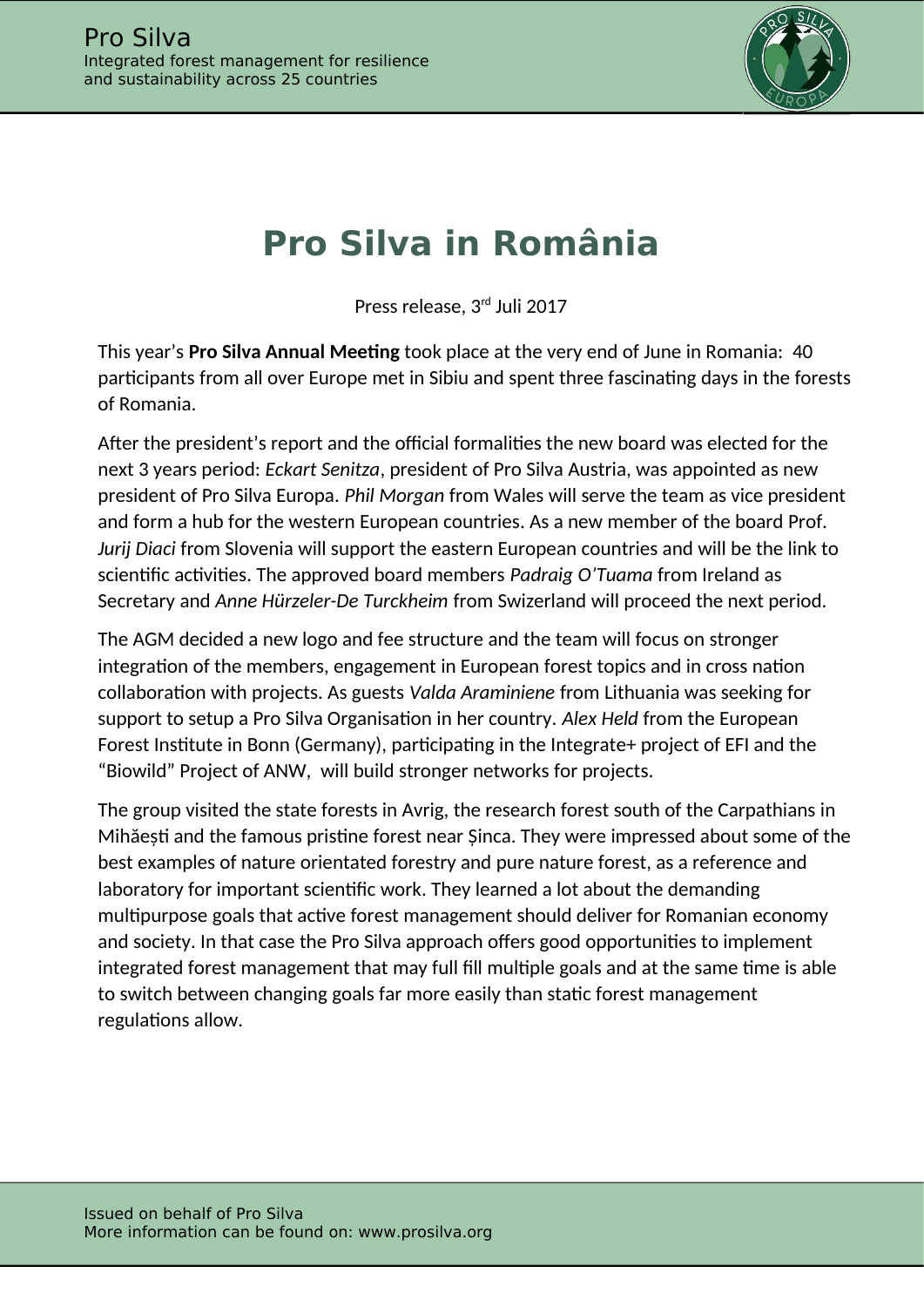# Pro Silva in România

Press release, 3rd Juli 2017

This year's **Pro Silva Annual Meeting** took place at the very end of June in Romania:  40 participants from all over Europe met in Sibiu and spent three fascinating days in the forests of Romania.

After the president's report and the official formalities the new board was elected for the next 3 years period: *Eckart Senitza*, president of Pro Silva Austria, was appointed as new president of Pro Silva Europa. *Phil Morgan* from Wales will serve the team as vice president and form a hub for the western European countries. As a new member of the board Prof. *Jurij Diaci* from Slovenia will support the eastern European countries and will be the link to scientific activities. The approved board members *Padraig O'Tuama* from Ireland as Secretary and *Anne Hürzeler-De Turckheim* from Swizerland will proceed the next period.

The AGM decided a new logo and fee structure and the team will focus on stronger integration of the members, engagement in European forest topics and in cross nation collaboration with projects. As guests *Valda Araminiene* from Lithuania was seeking for support to setup a Pro Silva Organisation in her country. *Alex Held* from the European Forest Institute in Bonn (Germany), participating in the Integrate+ project of EFI and the "Biowild" Project of ANW,  will build stronger networks for projects.

The group visited the state forests in Avrig, the research forest south of the Carpathians in Mihăești and the famous pristine forest near Șinca. They were impressed about some of the best examples of nature orientated forestry and pure nature forest, as a reference and laboratory for important scientific work. They learned a lot about the demanding multipurpose goals that active forest management should deliver for Romanian economy and society. In that case the Pro Silva approach offers good opportunities to implement integrated forest management that may full fill multiple goals and at the same time is able to switch between changing goals far more easily than static forest management regulations allow.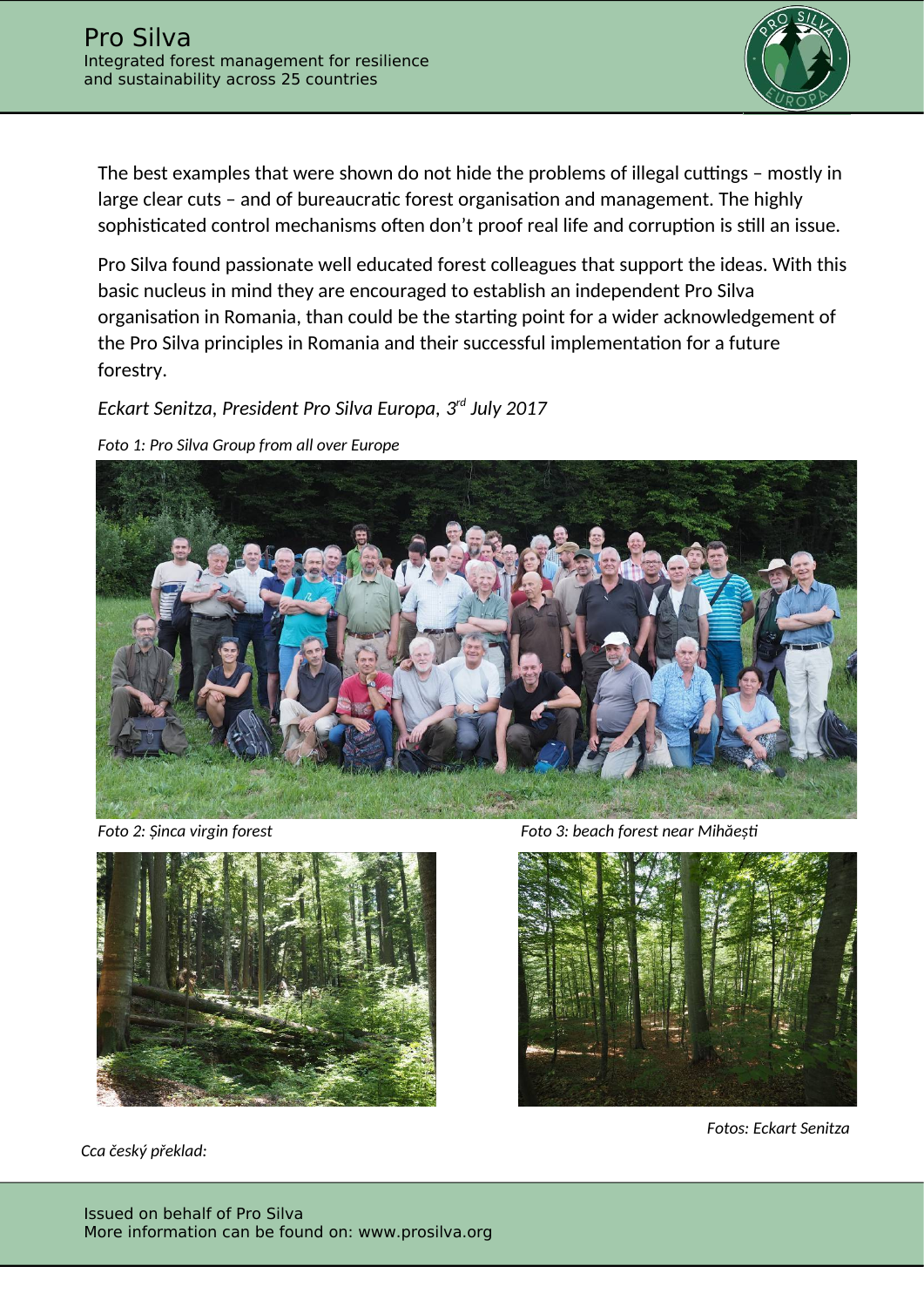The best examples that were shown do not hide the problems of illegal cuttings – mostly in large clear cuts – and of bureaucratic forest organisation and management. The highly sophisticated control mechanisms often don't proof real life and corruption is still an issue.

Pro Silva found passionate well educated forest colleagues that support the ideas. With this basic nucleus in mind they are encouraged to establish an independent Pro Silva organisation in Romania, than could be the starting point for a wider acknowledgement of the Pro Silva principles in Romania and their successful implementation for a future forestry.

*Eckart Senitza, President Pro Silva Europa, 3rd July 2017*

*Foto 1: Pro Silva Group from all over Europe*

*Foto 2: Șinca virgin forest*

*Foto 3: beach forest near Mihăești*

*Fotos: Eckart Senitza*

*Cca český překlad:*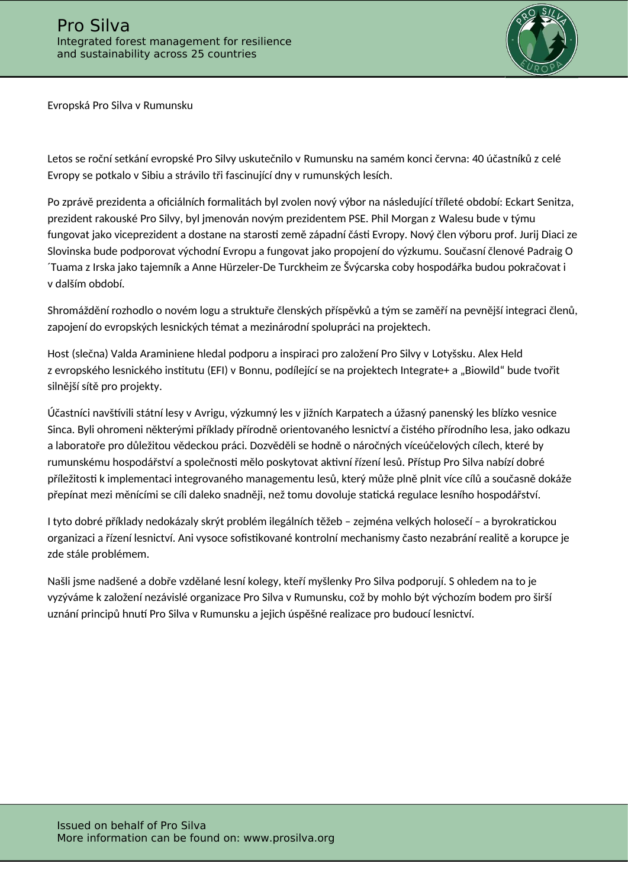Evropská Pro Silva v Rumunsku

Letos se roční setkání evropské Pro Silvy uskutečnilo v Rumunsku na samém konci června: 40 účastníků z celé Evropy se potkalo v Sibiu a strávilo tři fascinující dny v rumunských lesích.

Po zprávě prezidenta a oficiálních formalitách byl zvolen nový výbor na následující tříleté období: Eckart Senitza, prezident rakouské Pro Silvy, byl jmenován novým prezidentem PSE. Phil Morgan z Walesu bude v týmu fungovat jako viceprezident a dostane na starosti země západní části Evropy. Nový člen výboru prof. Jurij Diaci ze Slovinska bude podporovat východní Evropu a fungovat jako propojení do výzkumu. Současní členové Padraig O´Tuama z Irska jako tajemník a Anne Hürzeler-De Turckheim ze Švýcarska coby hospodářka budou pokračovat i v dalším období.

Shromáždění rozhodlo o novém logu a struktuře členských příspěvků a tým se zaměří na pevnější integraci členů, zapojení do evropských lesnických témat a mezinárodní spolupráci na projektech.

Host (slečna) Valda Araminiene hledal podporu a inspiraci pro založení Pro Silvy v Lotyšsku. Alex Held z evropského lesnického institutu (EFI) v Bonnu, podílející se na projektech Integrate+ a „Biowild" bude tvořit silnější sítě pro projekty.

Účastníci navštívili státní lesy v Avrigu, výzkumný les v jižních Karpatech a úžasný panenský les blízko vesnice Sinca. Byli ohromeni některými příklady přírodně orientovaného lesnictví a čistého přírodního lesa, jako odkazu a laboratoře pro důležitou vědeckou práci. Dozvěděli se hodně o náročných víceúčelových cílech, které by rumunskému hospodářství a společnosti mělo poskytovat aktivní řízení lesů. Přístup Pro Silva nabízí dobré příležitosti k implementaci integrovaného managementu lesů, který může plně plnit více cílů a současně dokáže přepínat mezi měnícími se cíli daleko snadněji, než tomu dovoluje statická regulace lesního hospodářství.

I tyto dobré příklady nedokázaly skrýt problém ilegálních těžeb – zejména velkých holosečí – a byrokratickou organizaci a řízení lesnictví. Ani vysoce sofistikované kontrolní mechanismy často nezabrání realitě a korupce je zde stále problémem.

Našli jsme nadšené a dobře vzdělané lesní kolegy, kteří myšlenky Pro Silva podporují. S ohledem na to je vyzýváme k založení nezávislé organizace Pro Silva v Rumunsku, což by mohlo být výchozím bodem pro širší uznání principů hnutí Pro Silva v Rumunsku a jejich úspěšné realizace pro budoucí lesnictví.